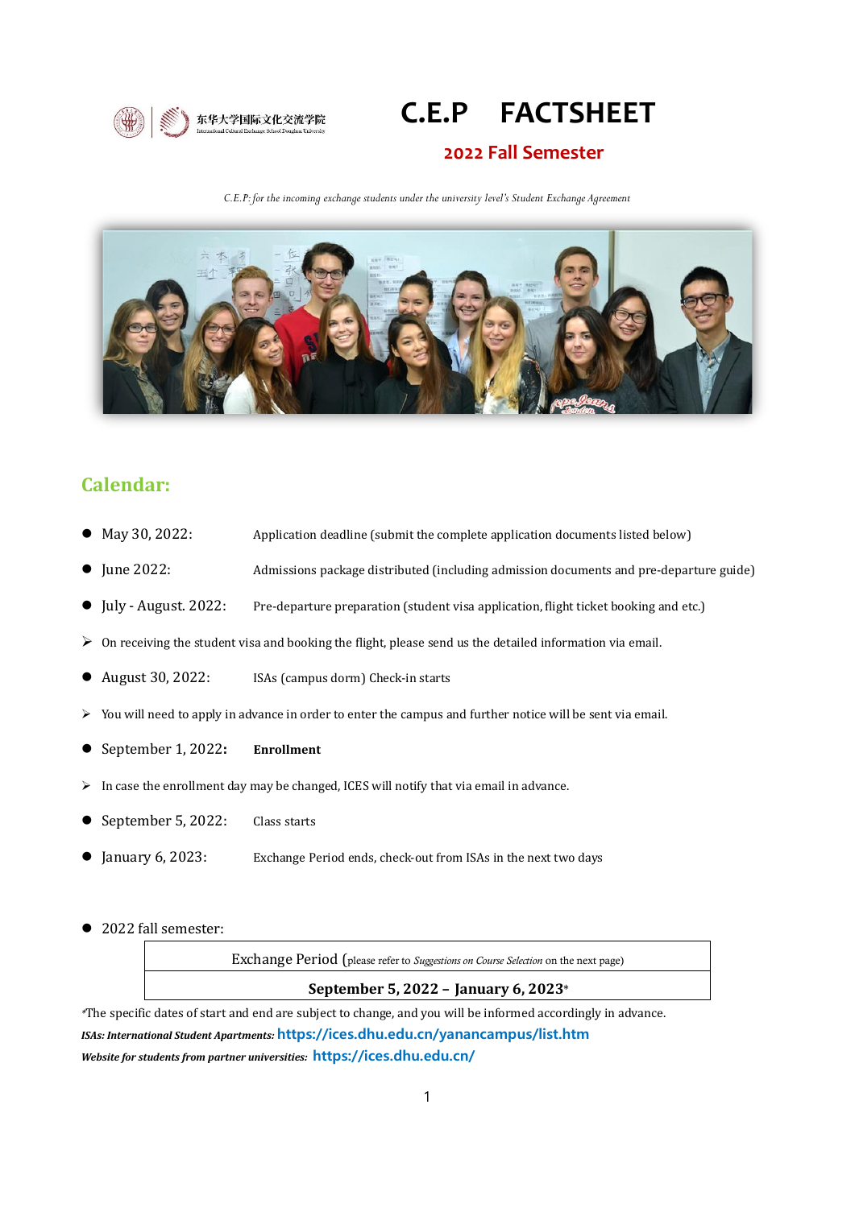东华大学国际文化交流学院
International Cultural Exchange School Donghua University

# C.E.P FACTSHEET

## 2022 Fall Semester

*C.E.P: for the incoming exchange students under the university level's Student Exchange Agreement*

## Calendar:

- May 30, 2022: Application deadline (submit the complete application documents listed below)
- June 2022: Admissions package distributed (including admission documents and pre-departure guide)
- July - August. 2022: Pre-departure preparation (student visa application, flight ticket booking and etc.)
  - On receiving the student visa and booking the flight, please send us the detailed information via email.
- August 30, 2022: ISAs (campus dorm) Check-in starts
  - You will need to apply in advance in order to enter the campus and further notice will be sent via email.
- September 1, 2022: **Enrollment**
  - In case the enrollment day may be changed, ICES will notify that via email in advance.
- September 5, 2022: Class starts
- January 6, 2023: Exchange Period ends, check-out from ISAs in the next two days

- 2022 fall semester:

| Exchange Period (please refer to *Suggestions on Course Selection* on the next page) |
|---|
| **September 5, 2022 – January 6, 2023*** |

*The specific dates of start and end are subject to change, and you will be informed accordingly in advance.

***ISAs: International Student Apartments:*** https://ices.dhu.edu.cn/yanancampus/list.htm

***Website for students from partner universities:*** https://ices.dhu.edu.cn/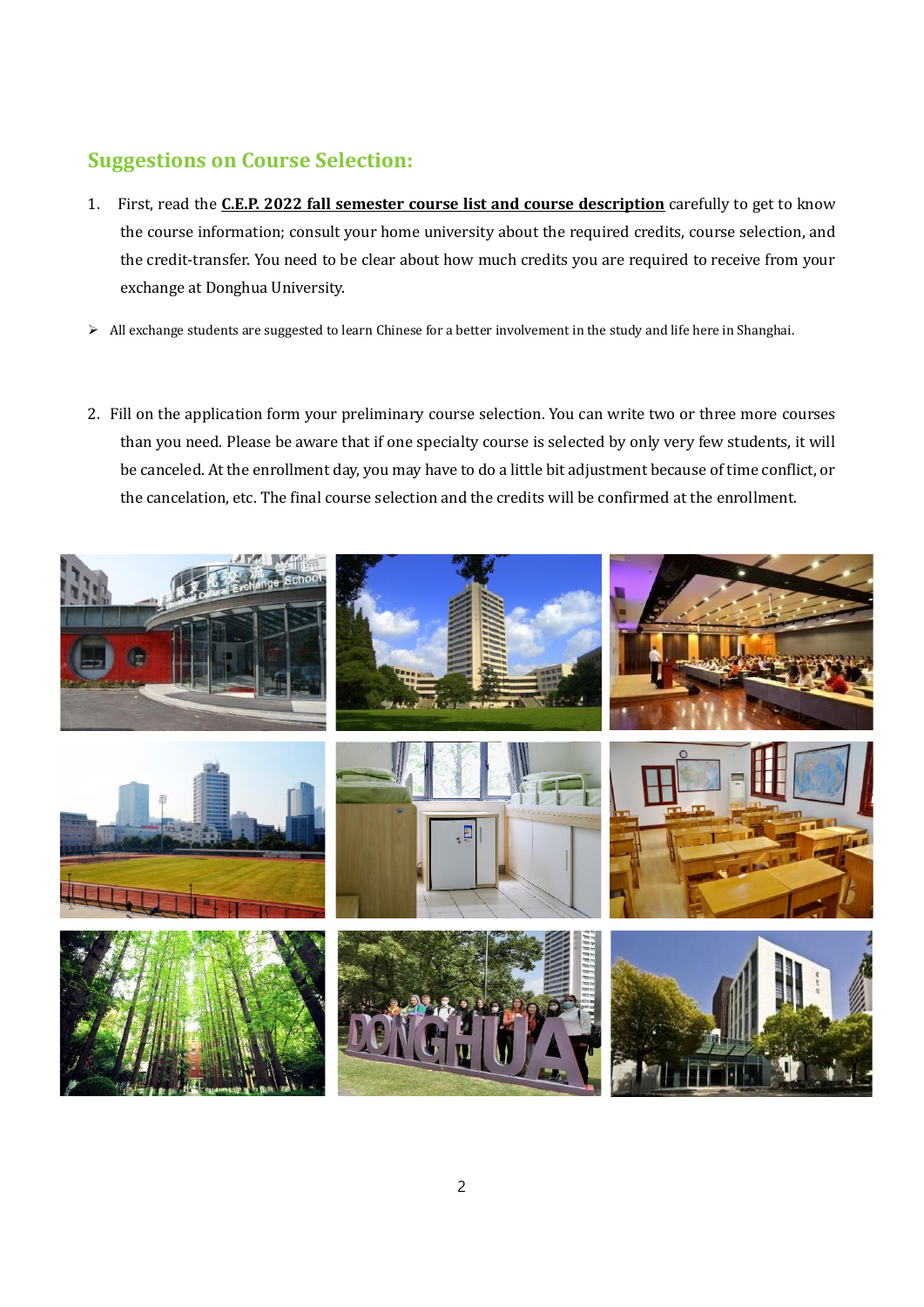## Suggestions on Course Selection:

1. First, read the **C.E.P. 2022 fall semester course list and course description** carefully to get to know the course information; consult your home university about the required credits, course selection, and the credit-transfer. You need to be clear about how much credits you are required to receive from your exchange at Donghua University.

- All exchange students are suggested to learn Chinese for a better involvement in the study and life here in Shanghai.

2. Fill on the application form your preliminary course selection. You can write two or three more courses than you need. Please be aware that if one specialty course is selected by only very few students, it will be canceled. At the enrollment day, you may have to do a little bit adjustment because of time conflict, or the cancelation, etc. The final course selection and the credits will be confirmed at the enrollment.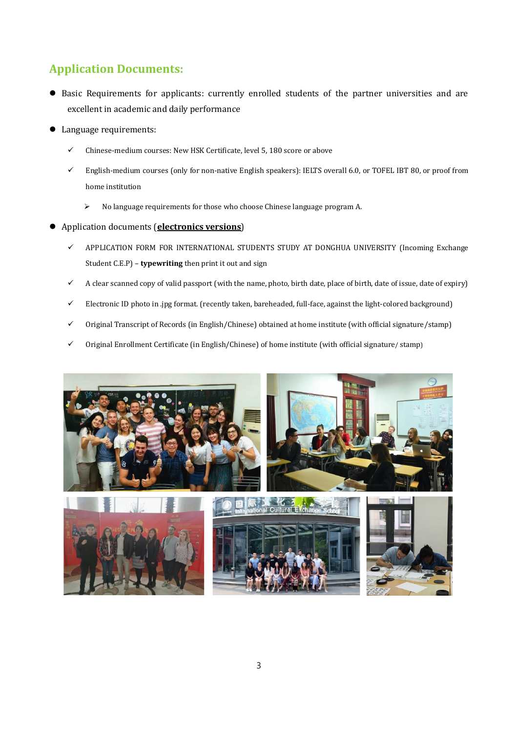## Application Documents:

- Basic Requirements for applicants: currently enrolled students of the partner universities and are excellent in academic and daily performance
- Language requirements:
  - ✓ Chinese-medium courses: New HSK Certificate, level 5, 180 score or above
  - ✓ English-medium courses (only for non-native English speakers): IELTS overall 6.0, or TOFEL IBT 80, or proof from home institution
    - ➢ No language requirements for those who choose Chinese language program A.
- Application documents (**electronics versions**)
  - ✓ APPLICATION FORM FOR INTERNATIONAL STUDENTS STUDY AT DONGHUA UNIVERSITY (Incoming Exchange Student C.E.P) – **typewriting** then print it out and sign
  - ✓ A clear scanned copy of valid passport (with the name, photo, birth date, place of birth, date of issue, date of expiry)
  - ✓ Electronic ID photo in .jpg format. (recently taken, bareheaded, full-face, against the light-colored background)
  - ✓ Original Transcript of Records (in English/Chinese) obtained at home institute (with official signature/stamp)
  - ✓ Original Enrollment Certificate (in English/Chinese) of home institute (with official signature/ stamp)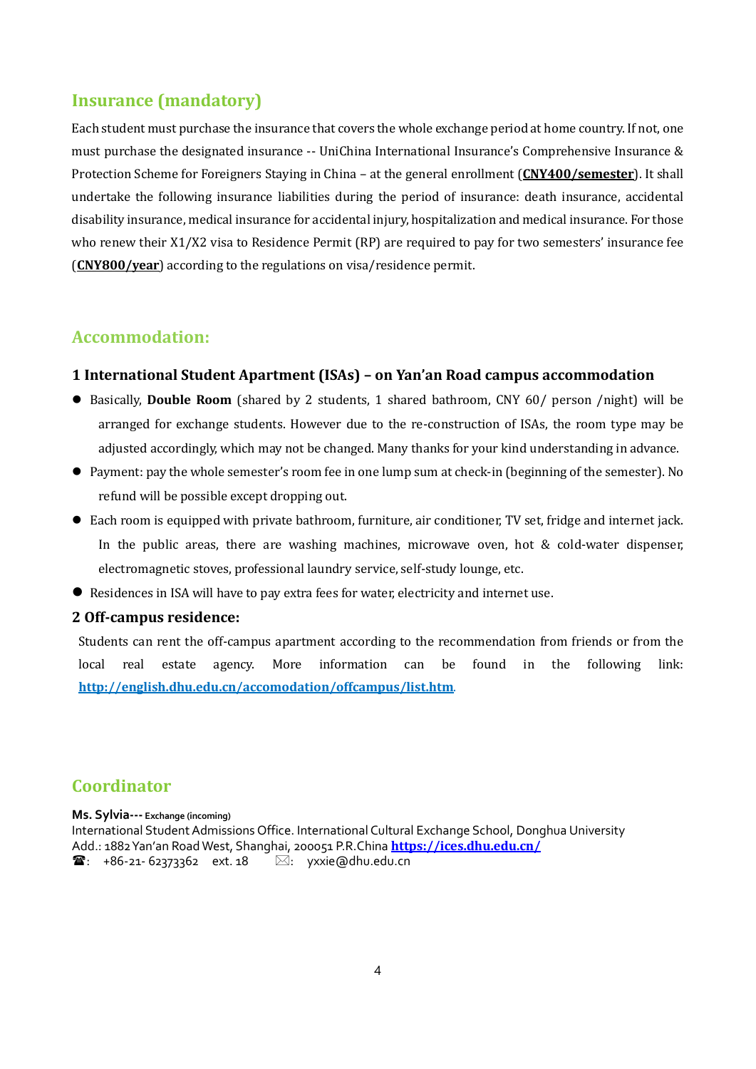## Insurance (mandatory)

Each student must purchase the insurance that covers the whole exchange period at home country. If not, one must purchase the designated insurance -- UniChina International Insurance's Comprehensive Insurance & Protection Scheme for Foreigners Staying in China – at the general enrollment (**CNY400/semester**). It shall undertake the following insurance liabilities during the period of insurance: death insurance, accidental disability insurance, medical insurance for accidental injury, hospitalization and medical insurance. For those who renew their X1/X2 visa to Residence Permit (RP) are required to pay for two semesters' insurance fee (**CNY800/year**) according to the regulations on visa/residence permit.

## Accommodation:

### 1 International Student Apartment (ISAs) – on Yan'an Road campus accommodation

- Basically, **Double Room** (shared by 2 students, 1 shared bathroom, CNY 60/ person /night) will be arranged for exchange students. However due to the re-construction of ISAs, the room type may be adjusted accordingly, which may not be changed. Many thanks for your kind understanding in advance.
- Payment: pay the whole semester's room fee in one lump sum at check-in (beginning of the semester). No refund will be possible except dropping out.
- Each room is equipped with private bathroom, furniture, air conditioner, TV set, fridge and internet jack. In the public areas, there are washing machines, microwave oven, hot & cold-water dispenser, electromagnetic stoves, professional laundry service, self-study lounge, etc.
- Residences in ISA will have to pay extra fees for water, electricity and internet use.

### 2 Off-campus residence:

Students can rent the off-campus apartment according to the recommendation from friends or from the local real estate agency. More information can be found in the following link: http://english.dhu.edu.cn/accomodation/offcampus/list.htm.

## Coordinator

**Ms. Sylvia---** Exchange (incoming)
International Student Admissions Office. International Cultural Exchange School, Donghua University
Add.: 1882 Yan'an Road West, Shanghai, 200051 P.R.China https://ices.dhu.edu.cn/
☎: +86-21- 62373362 ext. 18 ✉: yxxie@dhu.edu.cn